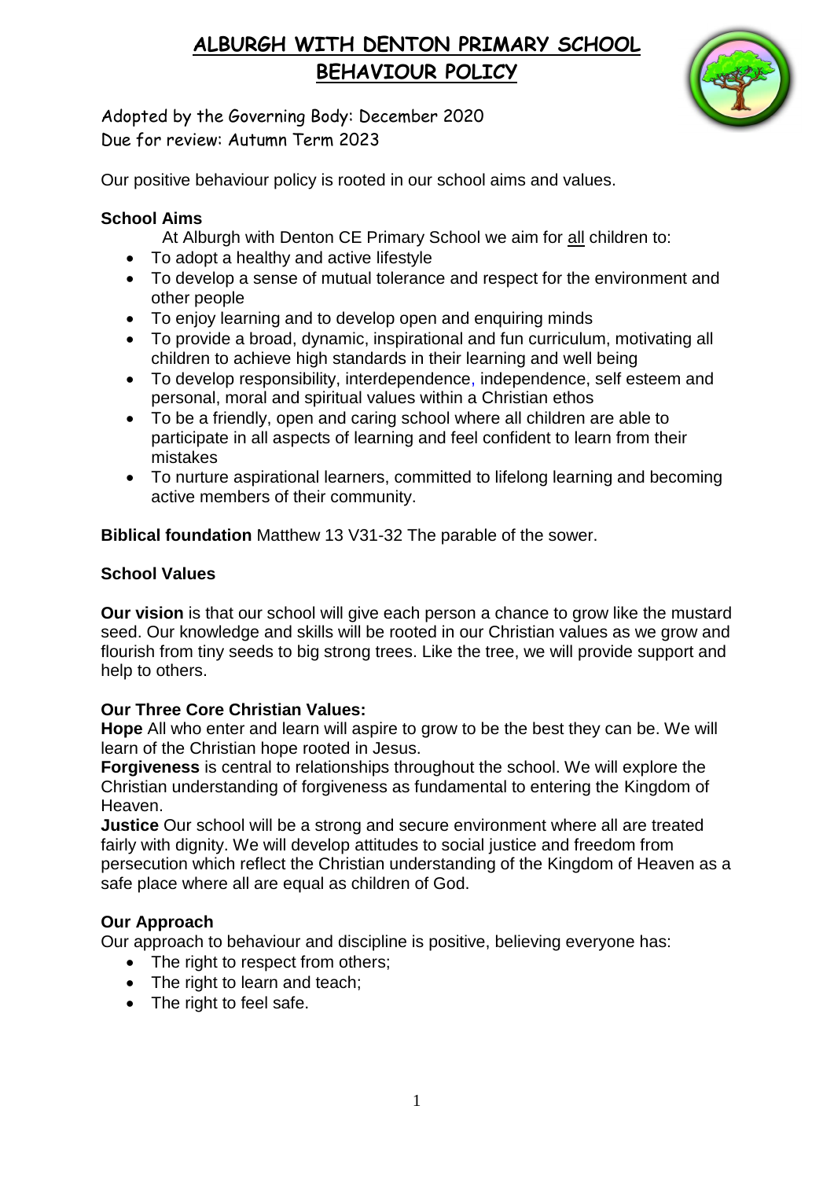# ALBURGH WITH DENTON PRIMARY SCHOOL
# BEHAVIOUR POLICY

Adopted by the Governing Body: December 2020
Due for review: Autumn Term 2023

Our positive behaviour policy is rooted in our school aims and values.

**School Aims**

At Alburgh with Denton CE Primary School we aim for all children to:

- To adopt a healthy and active lifestyle
- To develop a sense of mutual tolerance and respect for the environment and other people
- To enjoy learning and to develop open and enquiring minds
- To provide a broad, dynamic, inspirational and fun curriculum, motivating all children to achieve high standards in their learning and well being
- To develop responsibility, interdependence, independence, self esteem and personal, moral and spiritual values within a Christian ethos
- To be a friendly, open and caring school where all children are able to participate in all aspects of learning and feel confident to learn from their mistakes
- To nurture aspirational learners, committed to lifelong learning and becoming active members of their community.

**Biblical foundation** Matthew 13 V31-32 The parable of the sower.

**School Values**

**Our vision** is that our school will give each person a chance to grow like the mustard seed. Our knowledge and skills will be rooted in our Christian values as we grow and flourish from tiny seeds to big strong trees. Like the tree, we will provide support and help to others.

**Our Three Core Christian Values:**

**Hope** All who enter and learn will aspire to grow to be the best they can be. We will learn of the Christian hope rooted in Jesus.

**Forgiveness** is central to relationships throughout the school. We will explore the Christian understanding of forgiveness as fundamental to entering the Kingdom of Heaven.

**Justice** Our school will be a strong and secure environment where all are treated fairly with dignity. We will develop attitudes to social justice and freedom from persecution which reflect the Christian understanding of the Kingdom of Heaven as a safe place where all are equal as children of God.

**Our Approach**

Our approach to behaviour and discipline is positive, believing everyone has:

- The right to respect from others;
- The right to learn and teach;
- The right to feel safe.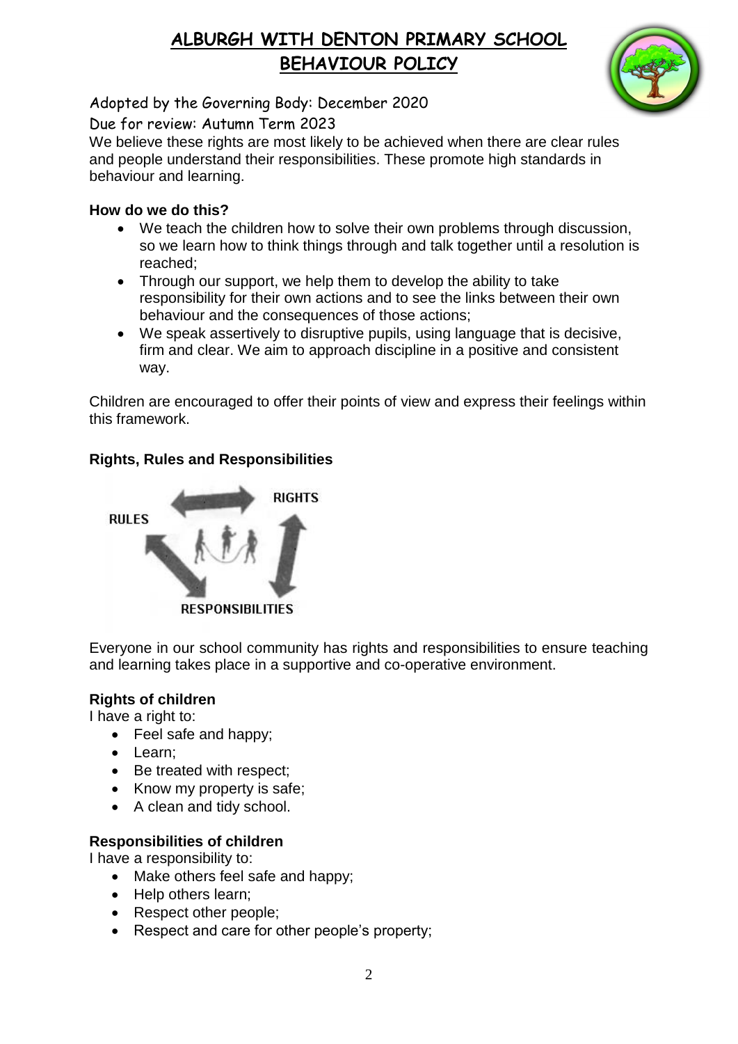# ALBURGH WITH DENTON PRIMARY SCHOOL
## BEHAVIOUR POLICY

Adopted by the Governing Body: December 2020

Due for review: Autumn Term 2023

We believe these rights are most likely to be achieved when there are clear rules and people understand their responsibilities. These promote high standards in behaviour and learning.

**How do we do this?**

- We teach the children how to solve their own problems through discussion, so we learn how to think things through and talk together until a resolution is reached;
- Through our support, we help them to develop the ability to take responsibility for their own actions and to see the links between their own behaviour and the consequences of those actions;
- We speak assertively to disruptive pupils, using language that is decisive, firm and clear. We aim to approach discipline in a positive and consistent way.

Children are encouraged to offer their points of view and express their feelings within this framework.

**Rights, Rules and Responsibilities**

RULES — RIGHTS — RESPONSIBILITIES

Everyone in our school community has rights and responsibilities to ensure teaching and learning takes place in a supportive and co-operative environment.

**Rights of children**

I have a right to:

- Feel safe and happy;
- Learn;
- Be treated with respect;
- Know my property is safe;
- A clean and tidy school.

**Responsibilities of children**

I have a responsibility to:

- Make others feel safe and happy;
- Help others learn;
- Respect other people;
- Respect and care for other people's property;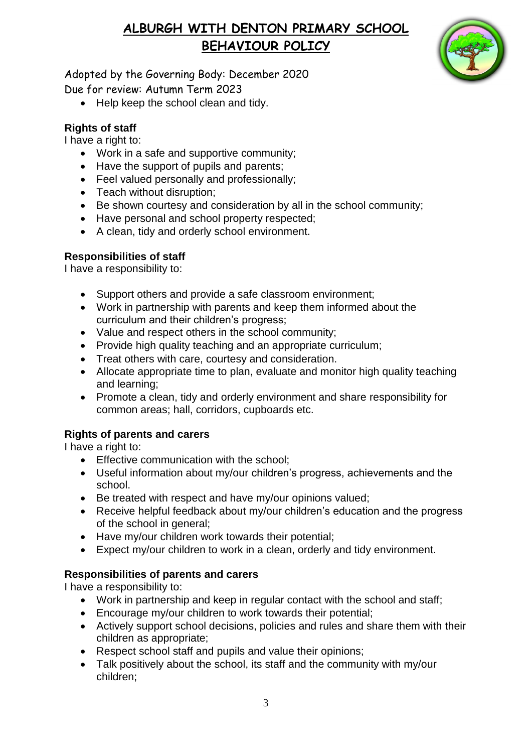- Help keep the school clean and tidy.

**Rights of staff**

I have a right to:

- Work in a safe and supportive community;
- Have the support of pupils and parents;
- Feel valued personally and professionally;
- Teach without disruption;
- Be shown courtesy and consideration by all in the school community;
- Have personal and school property respected;
- A clean, tidy and orderly school environment.

**Responsibilities of staff**

I have a responsibility to:

- Support others and provide a safe classroom environment;
- Work in partnership with parents and keep them informed about the curriculum and their children's progress;
- Value and respect others in the school community;
- Provide high quality teaching and an appropriate curriculum;
- Treat others with care, courtesy and consideration.
- Allocate appropriate time to plan, evaluate and monitor high quality teaching and learning;
- Promote a clean, tidy and orderly environment and share responsibility for common areas; hall, corridors, cupboards etc.

**Rights of parents and carers**

I have a right to:

- Effective communication with the school;
- Useful information about my/our children's progress, achievements and the school.
- Be treated with respect and have my/our opinions valued;
- Receive helpful feedback about my/our children's education and the progress of the school in general;
- Have my/our children work towards their potential;
- Expect my/our children to work in a clean, orderly and tidy environment.

**Responsibilities of parents and carers**

I have a responsibility to:

- Work in partnership and keep in regular contact with the school and staff;
- Encourage my/our children to work towards their potential;
- Actively support school decisions, policies and rules and share them with their children as appropriate;
- Respect school staff and pupils and value their opinions;
- Talk positively about the school, its staff and the community with my/our children;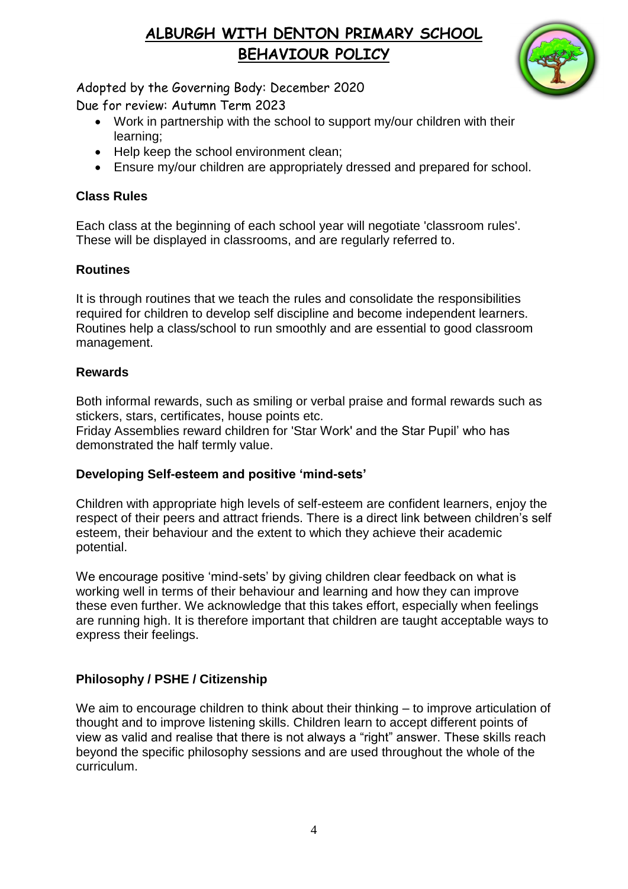- Work in partnership with the school to support my/our children with their learning;
- Help keep the school environment clean;
- Ensure my/our children are appropriately dressed and prepared for school.

**Class Rules**

Each class at the beginning of each school year will negotiate 'classroom rules'. These will be displayed in classrooms, and are regularly referred to.

**Routines**

It is through routines that we teach the rules and consolidate the responsibilities required for children to develop self discipline and become independent learners. Routines help a class/school to run smoothly and are essential to good classroom management.

**Rewards**

Both informal rewards, such as smiling or verbal praise and formal rewards such as stickers, stars, certificates, house points etc.
Friday Assemblies reward children for 'Star Work' and the Star Pupil' who has demonstrated the half termly value.

**Developing Self-esteem and positive 'mind-sets'**

Children with appropriate high levels of self-esteem are confident learners, enjoy the respect of their peers and attract friends. There is a direct link between children's self esteem, their behaviour and the extent to which they achieve their academic potential.

We encourage positive 'mind-sets' by giving children clear feedback on what is working well in terms of their behaviour and learning and how they can improve these even further. We acknowledge that this takes effort, especially when feelings are running high. It is therefore important that children are taught acceptable ways to express their feelings.

**Philosophy / PSHE / Citizenship**

We aim to encourage children to think about their thinking – to improve articulation of thought and to improve listening skills. Children learn to accept different points of view as valid and realise that there is not always a "right" answer. These skills reach beyond the specific philosophy sessions and are used throughout the whole of the curriculum.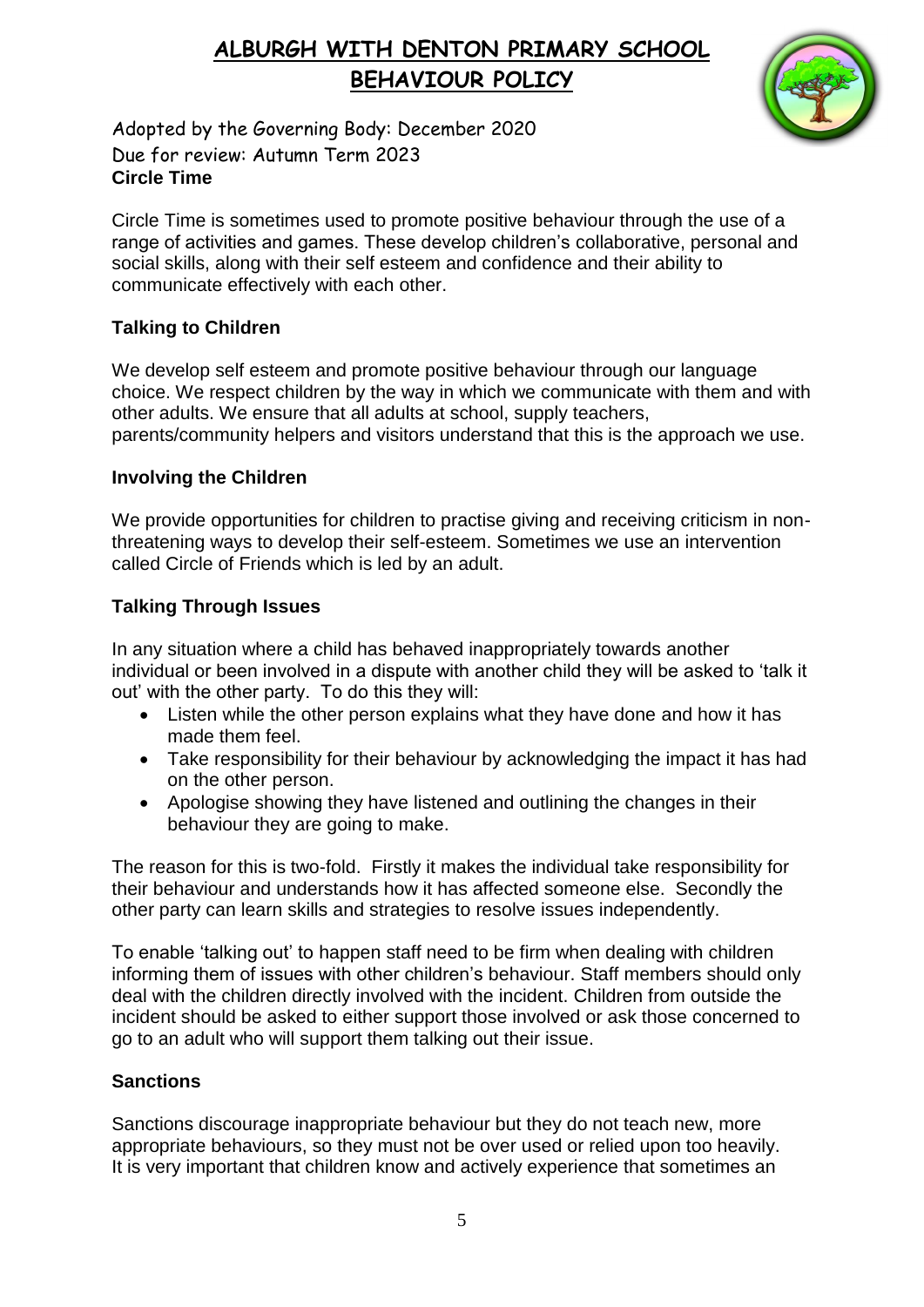**Circle Time**

Circle Time is sometimes used to promote positive behaviour through the use of a range of activities and games. These develop children's collaborative, personal and social skills, along with their self esteem and confidence and their ability to communicate effectively with each other.

**Talking to Children**

We develop self esteem and promote positive behaviour through our language choice. We respect children by the way in which we communicate with them and with other adults. We ensure that all adults at school, supply teachers, parents/community helpers and visitors understand that this is the approach we use.

**Involving the Children**

We provide opportunities for children to practise giving and receiving criticism in non-threatening ways to develop their self-esteem. Sometimes we use an intervention called Circle of Friends which is led by an adult.

**Talking Through Issues**

In any situation where a child has behaved inappropriately towards another individual or been involved in a dispute with another child they will be asked to 'talk it out' with the other party. To do this they will:

- Listen while the other person explains what they have done and how it has made them feel.
- Take responsibility for their behaviour by acknowledging the impact it has had on the other person.
- Apologise showing they have listened and outlining the changes in their behaviour they are going to make.

The reason for this is two-fold. Firstly it makes the individual take responsibility for their behaviour and understands how it has affected someone else. Secondly the other party can learn skills and strategies to resolve issues independently.

To enable 'talking out' to happen staff need to be firm when dealing with children informing them of issues with other children's behaviour. Staff members should only deal with the children directly involved with the incident. Children from outside the incident should be asked to either support those involved or ask those concerned to go to an adult who will support them talking out their issue.

**Sanctions**

Sanctions discourage inappropriate behaviour but they do not teach new, more appropriate behaviours, so they must not be over used or relied upon too heavily. It is very important that children know and actively experience that sometimes an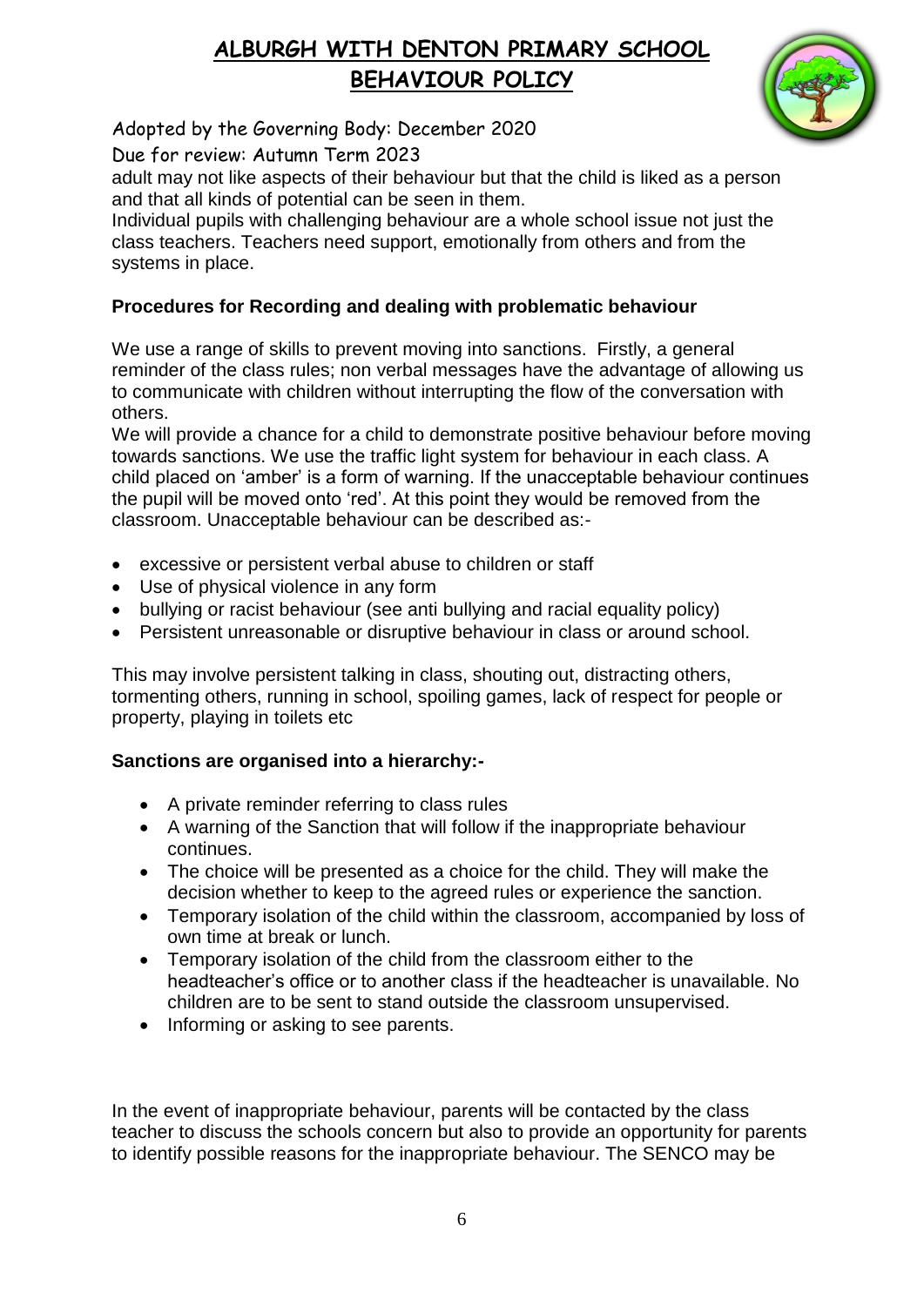adult may not like aspects of their behaviour but that the child is liked as a person and that all kinds of potential can be seen in them.

Individual pupils with challenging behaviour are a whole school issue not just the class teachers. Teachers need support, emotionally from others and from the systems in place.

**Procedures for Recording and dealing with problematic behaviour**

We use a range of skills to prevent moving into sanctions. Firstly, a general reminder of the class rules; non verbal messages have the advantage of allowing us to communicate with children without interrupting the flow of the conversation with others.

We will provide a chance for a child to demonstrate positive behaviour before moving towards sanctions. We use the traffic light system for behaviour in each class. A child placed on 'amber' is a form of warning. If the unacceptable behaviour continues the pupil will be moved onto 'red'. At this point they would be removed from the classroom. Unacceptable behaviour can be described as:-

- excessive or persistent verbal abuse to children or staff
- Use of physical violence in any form
- bullying or racist behaviour (see anti bullying and racial equality policy)
- Persistent unreasonable or disruptive behaviour in class or around school.

This may involve persistent talking in class, shouting out, distracting others, tormenting others, running in school, spoiling games, lack of respect for people or property, playing in toilets etc

**Sanctions are organised into a hierarchy:-**

- A private reminder referring to class rules
- A warning of the Sanction that will follow if the inappropriate behaviour continues.
- The choice will be presented as a choice for the child. They will make the decision whether to keep to the agreed rules or experience the sanction.
- Temporary isolation of the child within the classroom, accompanied by loss of own time at break or lunch.
- Temporary isolation of the child from the classroom either to the headteacher's office or to another class if the headteacher is unavailable. No children are to be sent to stand outside the classroom unsupervised.
- Informing or asking to see parents.

In the event of inappropriate behaviour, parents will be contacted by the class teacher to discuss the schools concern but also to provide an opportunity for parents to identify possible reasons for the inappropriate behaviour. The SENCO may be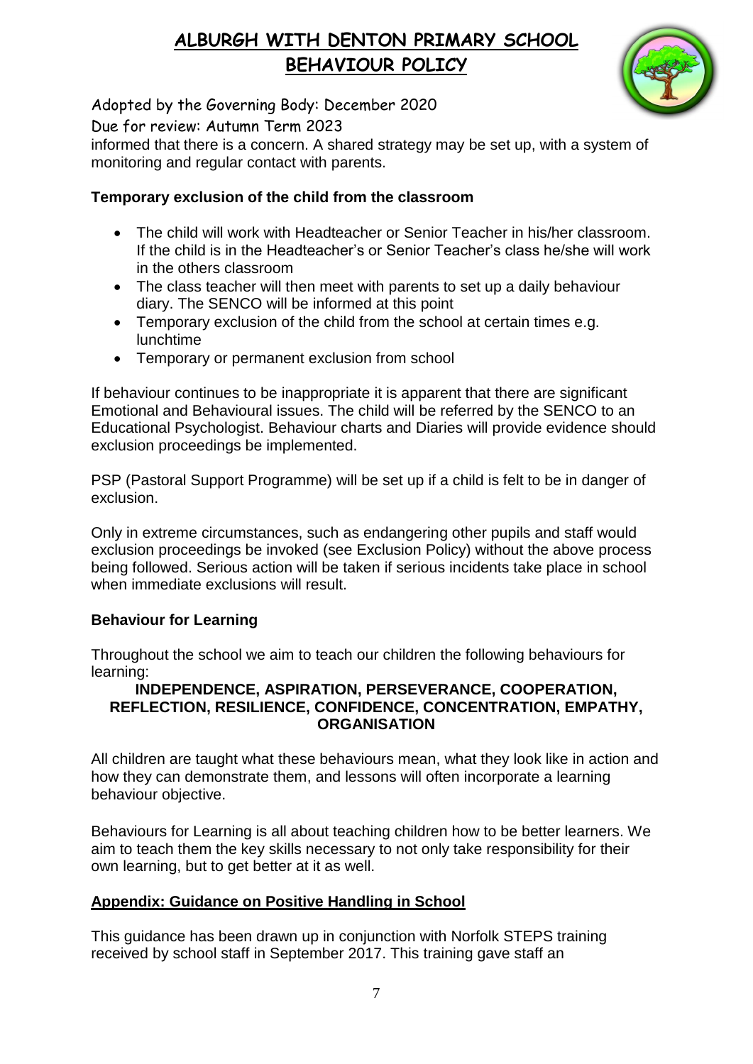informed that there is a concern. A shared strategy may be set up, with a system of monitoring and regular contact with parents.

**Temporary exclusion of the child from the classroom**

- The child will work with Headteacher or Senior Teacher in his/her classroom. If the child is in the Headteacher's or Senior Teacher's class he/she will work in the others classroom
- The class teacher will then meet with parents to set up a daily behaviour diary. The SENCO will be informed at this point
- Temporary exclusion of the child from the school at certain times e.g. lunchtime
- Temporary or permanent exclusion from school

If behaviour continues to be inappropriate it is apparent that there are significant Emotional and Behavioural issues. The child will be referred by the SENCO to an Educational Psychologist. Behaviour charts and Diaries will provide evidence should exclusion proceedings be implemented.

PSP (Pastoral Support Programme) will be set up if a child is felt to be in danger of exclusion.

Only in extreme circumstances, such as endangering other pupils and staff would exclusion proceedings be invoked (see Exclusion Policy) without the above process being followed. Serious action will be taken if serious incidents take place in school when immediate exclusions will result.

**Behaviour for Learning**

Throughout the school we aim to teach our children the following behaviours for learning:

**INDEPENDENCE, ASPIRATION, PERSEVERANCE, COOPERATION, REFLECTION, RESILIENCE, CONFIDENCE, CONCENTRATION, EMPATHY, ORGANISATION**

All children are taught what these behaviours mean, what they look like in action and how they can demonstrate them, and lessons will often incorporate a learning behaviour objective.

Behaviours for Learning is all about teaching children how to be better learners. We aim to teach them the key skills necessary to not only take responsibility for their own learning, but to get better at it as well.

## Appendix: Guidance on Positive Handling in School

This guidance has been drawn up in conjunction with Norfolk STEPS training received by school staff in September 2017. This training gave staff an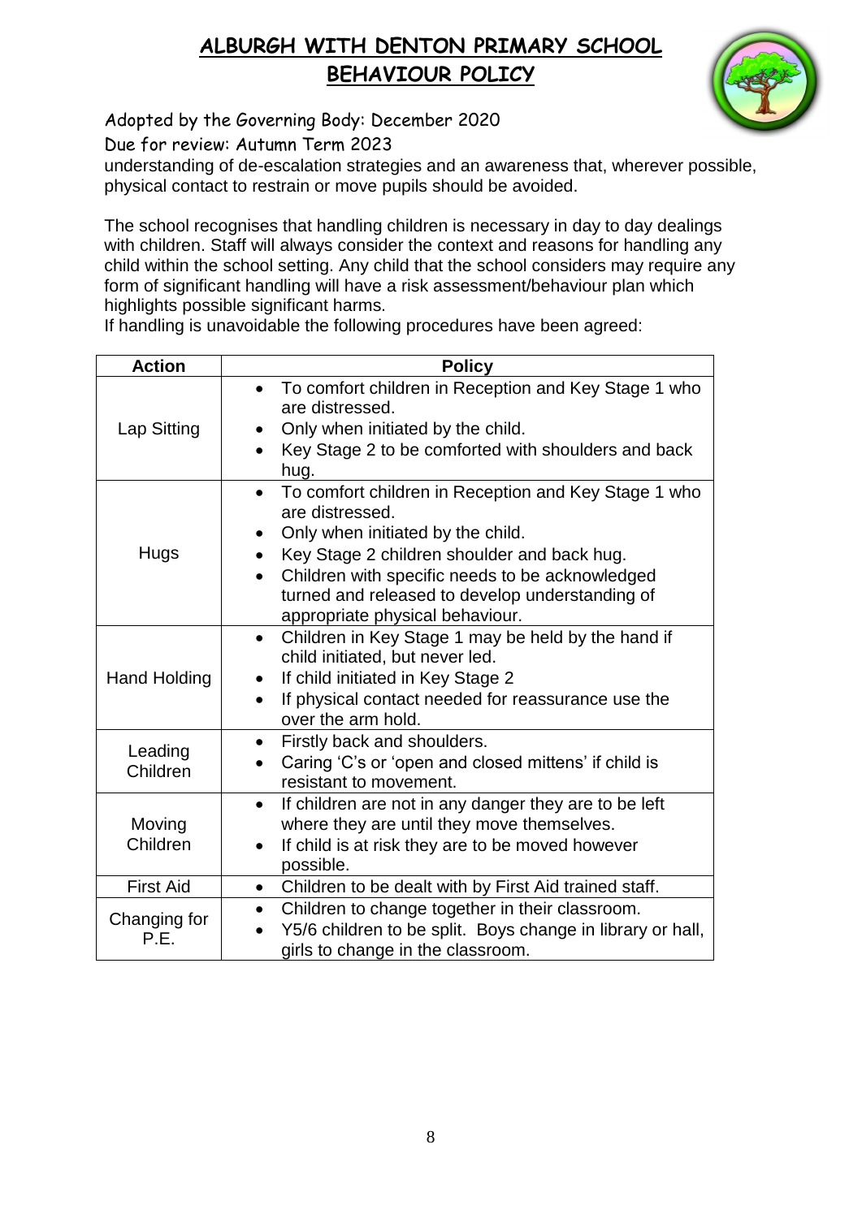# ALBURGH WITH DENTON PRIMARY SCHOOL
## BEHAVIOUR POLICY

Adopted by the Governing Body: December 2020

Due for review: Autumn Term 2023

understanding of de-escalation strategies and an awareness that, wherever possible, physical contact to restrain or move pupils should be avoided.

The school recognises that handling children is necessary in day to day dealings with children. Staff will always consider the context and reasons for handling any child within the school setting. Any child that the school considers may require any form of significant handling will have a risk assessment/behaviour plan which highlights possible significant harms.

If handling is unavoidable the following procedures have been agreed:

| Action | Policy |
|---|---|
| Lap Sitting | • To comfort children in Reception and Key Stage 1 who are distressed.<br>• Only when initiated by the child.<br>• Key Stage 2 to be comforted with shoulders and back hug. |
| Hugs | • To comfort children in Reception and Key Stage 1 who are distressed.<br>• Only when initiated by the child.<br>• Key Stage 2 children shoulder and back hug.<br>• Children with specific needs to be acknowledged turned and released to develop understanding of appropriate physical behaviour. |
| Hand Holding | • Children in Key Stage 1 may be held by the hand if child initiated, but never led.<br>• If child initiated in Key Stage 2<br>• If physical contact needed for reassurance use the over the arm hold. |
| Leading Children | • Firstly back and shoulders.<br>• Caring 'C's or 'open and closed mittens' if child is resistant to movement. |
| Moving Children | • If children are not in any danger they are to be left where they are until they move themselves.<br>• If child is at risk they are to be moved however possible. |
| First Aid | • Children to be dealt with by First Aid trained staff. |
| Changing for P.E. | • Children to change together in their classroom.<br>• Y5/6 children to be split. Boys change in library or hall, girls to change in the classroom. |